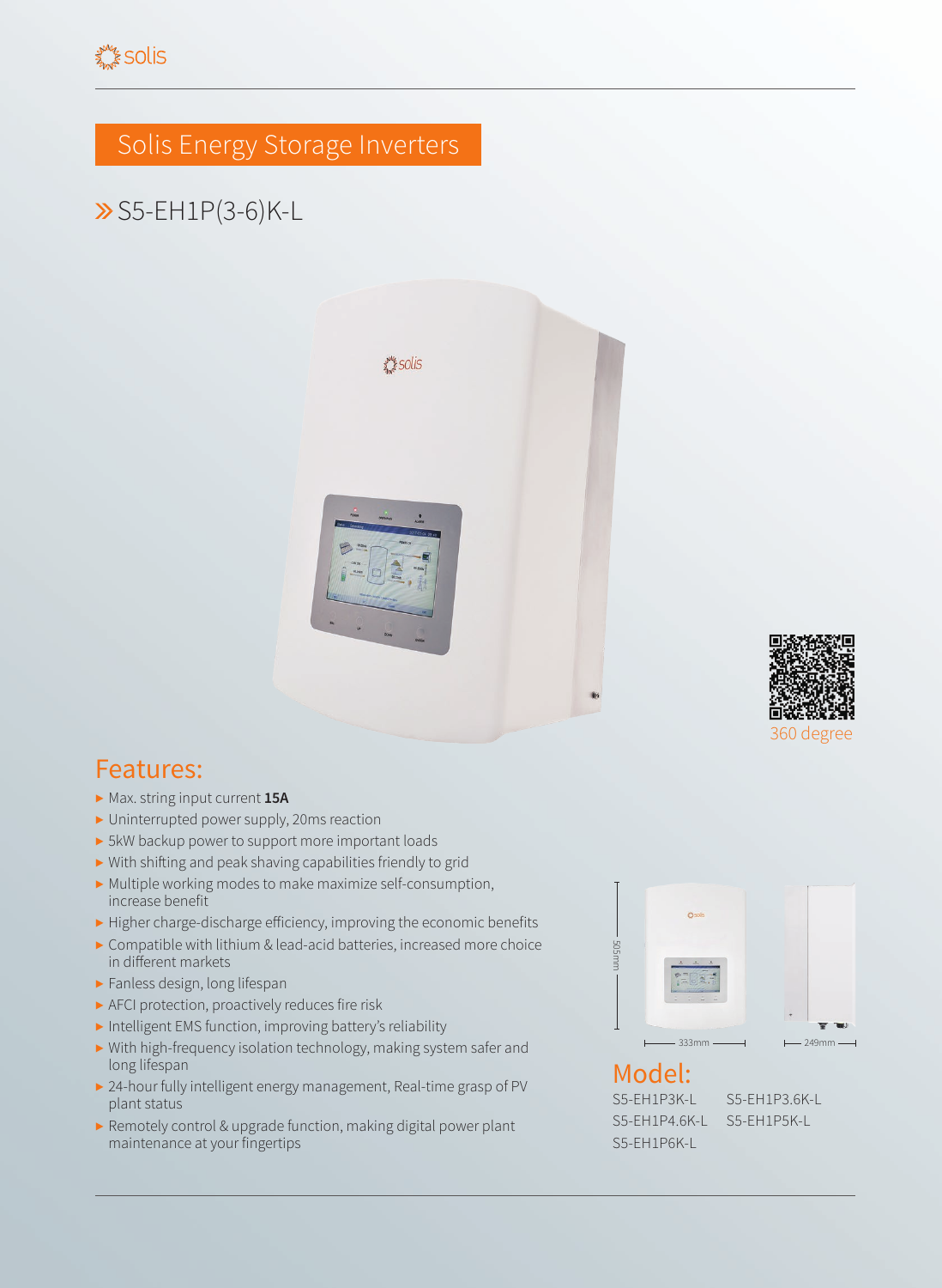# Solis Energy Storage Inverters

## » S5-EH1P(3-6)K-L

360 degree

## Features:

- Max. string input current **15A**
- Uninterrupted power supply, 20ms reaction
- 5kW backup power to support more important loads
- With shifting and peak shaving capabilities friendly to grid
- Multiple working modes to make maximize self-consumption, increase benefit
- Higher charge-discharge efficiency, improving the economic benefits
- Compatible with lithium & lead-acid batteries, increased more choice in different markets
- Fanless design, long lifespan
- AFCI protection, proactively reduces fire risk
- Intelligent EMS function, improving battery's reliability
- With high-frequency isolation technology, making system safer and long lifespan
- 24-hour fully intelligent energy management, Real-time grasp of PV plant status
- Remotely control & upgrade function, making digital power plant maintenance at your fingertips

505mm

333mm

249mm

## Model:

S5-EH1P3K-L
S5-EH1P3.6K-L
S5-EH1P4.6K-L
S5-EH1P5K-L
S5-EH1P6K-L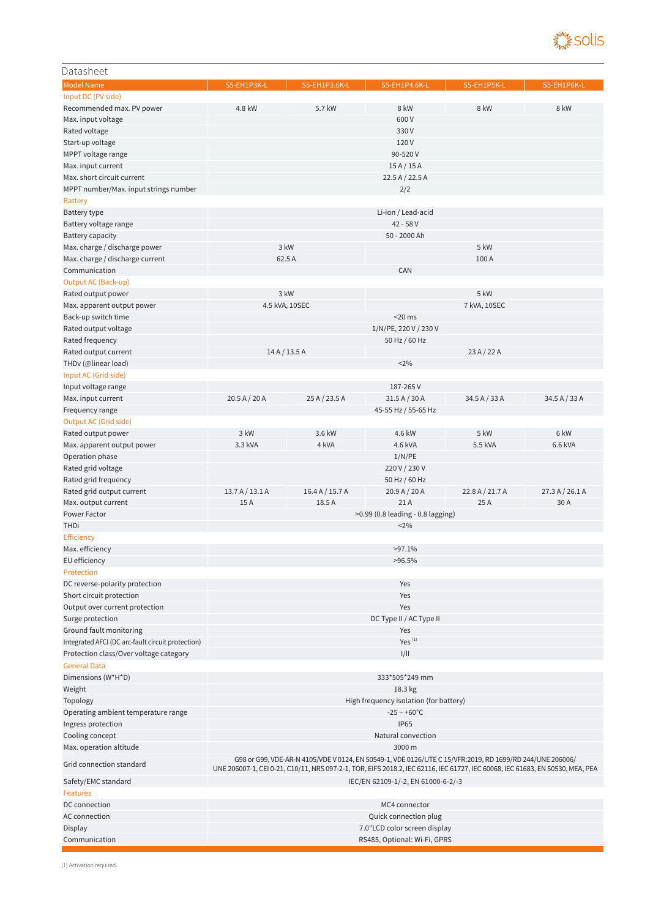## Datasheet

| Model Name | S5-EH1P3K-L | S5-EH1P3.6K-L | S5-EH1P4.6K-L | S5-EH1P5K-L | S5-EH1P6K-L |
|---|---|---|---|---|---|
| **Input DC (PV side)** | | | | | |
| Recommended max. PV power | 4.8 kW | 5.7 kW | 8 kW | 8 kW | 8 kW |
| Max. input voltage | 600 V | | | | |
| Rated voltage | 330 V | | | | |
| Start-up voltage | 120 V | | | | |
| MPPT voltage range | 90-520 V | | | | |
| Max. input current | 15 A / 15 A | | | | |
| Max. short circuit current | 22.5 A / 22.5 A | | | | |
| MPPT number/Max. input strings number | 2/2 | | | | |
| **Battery** | | | | | |
| Battery type | Li-ion / Lead-acid | | | | |
| Battery voltage range | 42 - 58 V | | | | |
| Battery capacity | 50 - 2000 Ah | | | | |
| Max. charge / discharge power | 3 kW | | 5 kW | | |
| Max. charge / discharge current | 62.5 A | | 100 A | | |
| Communication | CAN | | | | |
| **Output AC (Back-up)** | | | | | |
| Rated output power | 3 kW | | 5 kW | | |
| Max. apparent output power | 4.5 kVA, 10SEC | | 7 kVA, 10SEC | | |
| Back-up switch time | <20 ms | | | | |
| Rated output voltage | 1/N/PE, 220 V / 230 V | | | | |
| Rated frequency | 50 Hz / 60 Hz | | | | |
| Rated output current | 14 A / 13.5 A | | 23 A / 22 A | | |
| THDv (@linear load) | <2% | | | | |
| **Input AC (Grid side)** | | | | | |
| Input voltage range | 187-265 V | | | | |
| Max. input current | 20.5 A / 20 A | 25 A / 23.5 A | 31.5 A / 30 A | 34.5 A / 33 A | 34.5 A / 33 A |
| Frequency range | 45-55 Hz / 55-65 Hz | | | | |
| **Output AC (Grid side)** | | | | | |
| Rated output power | 3 kW | 3.6 kW | 4.6 kW | 5 kW | 6 kW |
| Max. apparent output power | 3.3 kVA | 4 kVA | 4.6 kVA | 5.5 kVA | 6.6 kVA |
| Operation phase | 1/N/PE | | | | |
| Rated grid voltage | 220 V / 230 V | | | | |
| Rated grid frequency | 50 Hz / 60 Hz | | | | |
| Rated grid output current | 13.7 A / 13.1 A | 16.4 A / 15.7 A | 20.9 A / 20 A | 22.8 A / 21.7 A | 27.3 A / 26.1 A |
| Max. output current | 15 A | 18.5 A | 21 A | 25 A | 30 A |
| Power Factor | >0.99 (0.8 leading - 0.8 lagging) | | | | |
| THDi | <2% | | | | |
| **Efficiency** | | | | | |
| Max. efficiency | >97.1% | | | | |
| EU efficiency | >96.5% | | | | |
| **Protection** | | | | | |
| DC reverse-polarity protection | Yes | | | | |
| Short circuit protection | Yes | | | | |
| Output over current protection | Yes | | | | |
| Surge protection | DC Type II / AC Type II | | | | |
| Ground fault monitoring | Yes | | | | |
| Integrated AFCI (DC arc-fault circuit protection) | Yes [1] | | | | |
| Protection class/Over voltage category | I/II | | | | |
| **General Data** | | | | | |
| Dimensions (W*H*D) | 333*505*249 mm | | | | |
| Weight | 18.3 kg | | | | |
| Topology | High frequency isolation (for battery) | | | | |
| Operating ambient temperature range | -25 ~ +60℃ | | | | |
| Ingress protection | IP65 | | | | |
| Cooling concept | Natural convection | | | | |
| Max. operation altitude | 3000 m | | | | |
| Grid connection standard | G98 or G99, VDE-AR-N 4105/VDE V 0124, EN 50549-1, VDE 0126/UTE C 15/VFR:2019, RD 1699/RD 244/UNE 206006/ UNE 206007-1, CEI 0-21, C10/11, NRS 097-2-1, TOR, EIFS 2018.2, IEC 62116, IEC 61727, IEC 60068, IEC 61683, EN 50530, MEA, PEA | | | | |
| Safety/EMC standard | IEC/EN 62109-1/-2, EN 61000-6-2/-3 | | | | |
| **Features** | | | | | |
| DC connection | MC4 connector | | | | |
| AC connection | Quick connection plug | | | | |
| Display | 7.0"LCD color screen display | | | | |
| Communication | RS485, Optional: Wi-Fi, GPRS | | | | |

(1) Activation required.